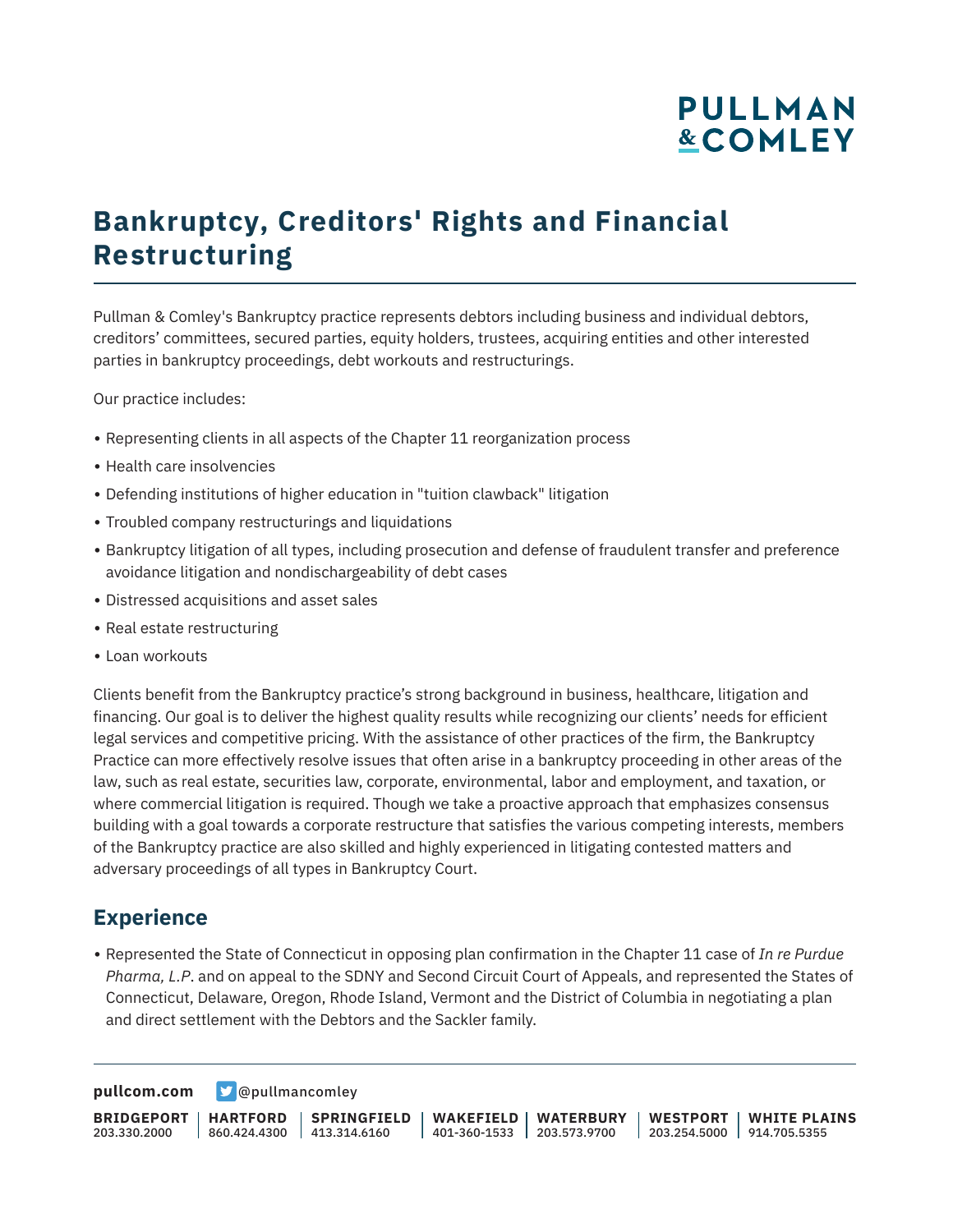# Bankruptcy, Creditors' Rights and Financial Restructuring

Pullman & Comley's Bankruptcy practice represents debtors including business and individual debtors, creditors' committees, secured parties, equity holders, trustees, acquiring entities and other interested parties in bankruptcy proceedings, debt workouts and restructurings.

Our practice includes:

- Representing clients in all aspects of the Chapter 11 reorganization process
- Health care insolvencies
- Defending institutions of higher education in "tuition clawback" litigation
- Troubled company restructurings and liquidations
- Bankruptcy litigation of all types, including prosecution and defense of fraudulent transfer and preference avoidance litigation and nondischargeability of debt cases
- Distressed acquisitions and asset sales
- Real estate restructuring
- Loan workouts

Clients benefit from the Bankruptcy practice's strong background in business, healthcare, litigation and financing. Our goal is to deliver the highest quality results while recognizing our clients' needs for efficient legal services and competitive pricing. With the assistance of other practices of the firm, the Bankruptcy Practice can more effectively resolve issues that often arise in a bankruptcy proceeding in other areas of the law, such as real estate, securities law, corporate, environmental, labor and employment, and taxation, or where commercial litigation is required. Though we take a proactive approach that emphasizes consensus building with a goal towards a corporate restructure that satisfies the various competing interests, members of the Bankruptcy practice are also skilled and highly experienced in litigating contested matters and adversary proceedings of all types in Bankruptcy Court.

## Experience

- Represented the State of Connecticut in opposing plan confirmation in the Chapter 11 case of *In re Purdue Pharma, L.P*. and on appeal to the SDNY and Second Circuit Court of Appeals, and represented the States of Connecticut, Delaware, Oregon, Rhode Island, Vermont and the District of Columbia in negotiating a plan and direct settlement with the Debtors and the Sackler family.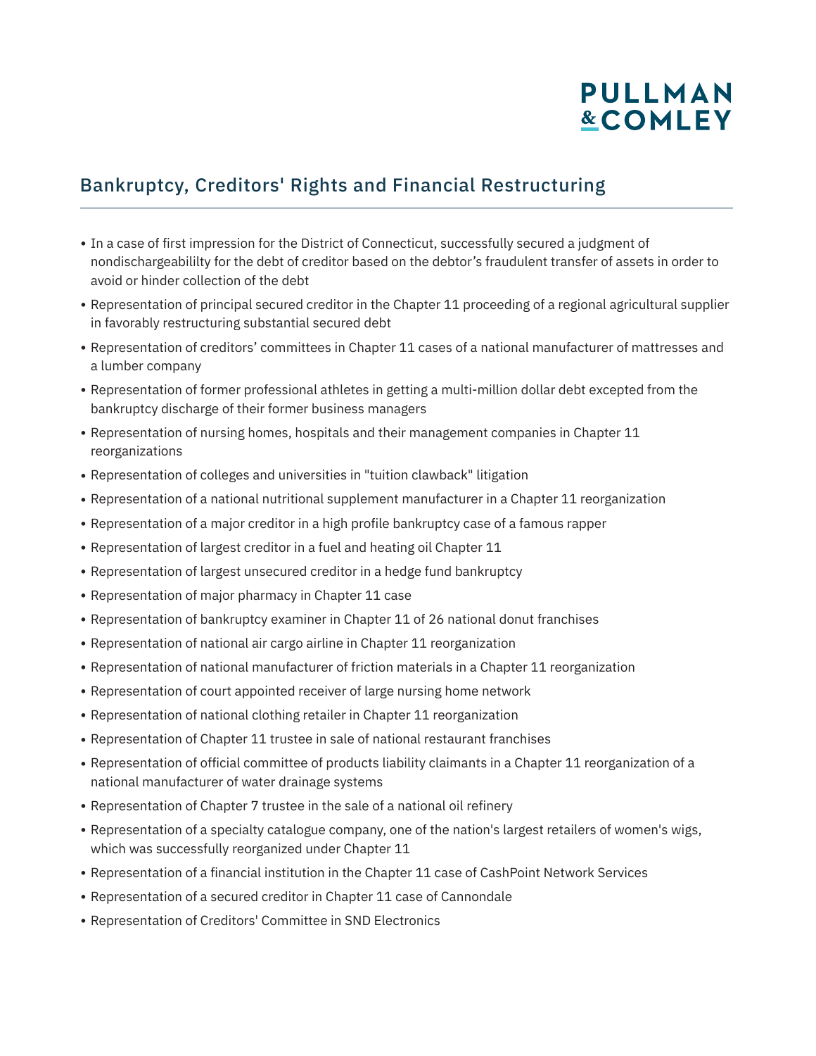## Bankruptcy, Creditors' Rights and Financial Restructuring

- In a case of first impression for the District of Connecticut, successfully secured a judgment of nondischargeabililty for the debt of creditor based on the debtor's fraudulent transfer of assets in order to avoid or hinder collection of the debt
- Representation of principal secured creditor in the Chapter 11 proceeding of a regional agricultural supplier in favorably restructuring substantial secured debt
- Representation of creditors' committees in Chapter 11 cases of a national manufacturer of mattresses and a lumber company
- Representation of former professional athletes in getting a multi-million dollar debt excepted from the bankruptcy discharge of their former business managers
- Representation of nursing homes, hospitals and their management companies in Chapter 11 reorganizations
- Representation of colleges and universities in "tuition clawback" litigation
- Representation of a national nutritional supplement manufacturer in a Chapter 11 reorganization
- Representation of a major creditor in a high profile bankruptcy case of a famous rapper
- Representation of largest creditor in a fuel and heating oil Chapter 11
- Representation of largest unsecured creditor in a hedge fund bankruptcy
- Representation of major pharmacy in Chapter 11 case
- Representation of bankruptcy examiner in Chapter 11 of 26 national donut franchises
- Representation of national air cargo airline in Chapter 11 reorganization
- Representation of national manufacturer of friction materials in a Chapter 11 reorganization
- Representation of court appointed receiver of large nursing home network
- Representation of national clothing retailer in Chapter 11 reorganization
- Representation of Chapter 11 trustee in sale of national restaurant franchises
- Representation of official committee of products liability claimants in a Chapter 11 reorganization of a national manufacturer of water drainage systems
- Representation of Chapter 7 trustee in the sale of a national oil refinery
- Representation of a specialty catalogue company, one of the nation's largest retailers of women's wigs, which was successfully reorganized under Chapter 11
- Representation of a financial institution in the Chapter 11 case of CashPoint Network Services
- Representation of a secured creditor in Chapter 11 case of Cannondale
- Representation of Creditors' Committee in SND Electronics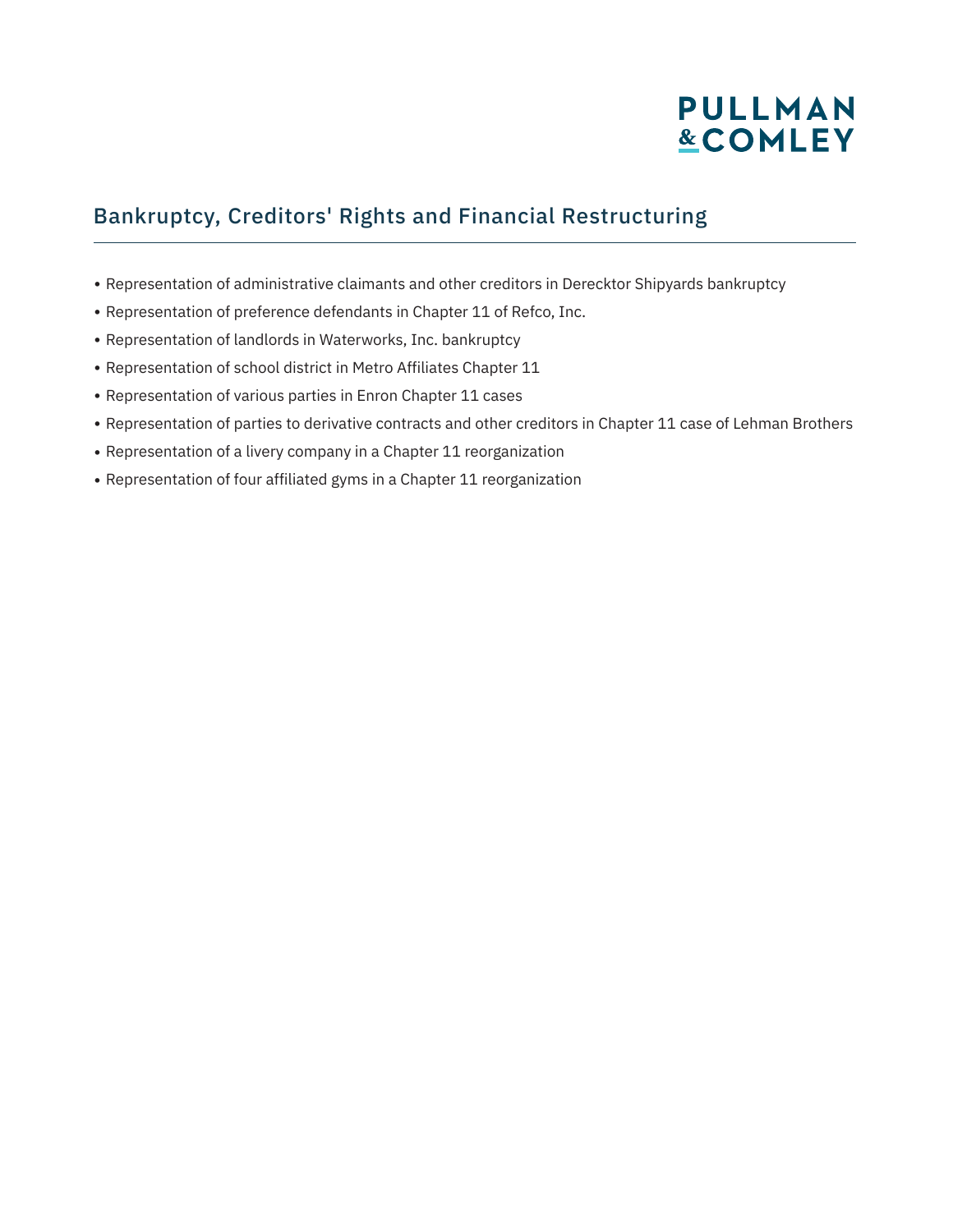## Bankruptcy, Creditors' Rights and Financial Restructuring

- Representation of administrative claimants and other creditors in Derecktor Shipyards bankruptcy
- Representation of preference defendants in Chapter 11 of Refco, Inc.
- Representation of landlords in Waterworks, Inc. bankruptcy
- Representation of school district in Metro Affiliates Chapter 11
- Representation of various parties in Enron Chapter 11 cases
- Representation of parties to derivative contracts and other creditors in Chapter 11 case of Lehman Brothers
- Representation of a livery company in a Chapter 11 reorganization
- Representation of four affiliated gyms in a Chapter 11 reorganization